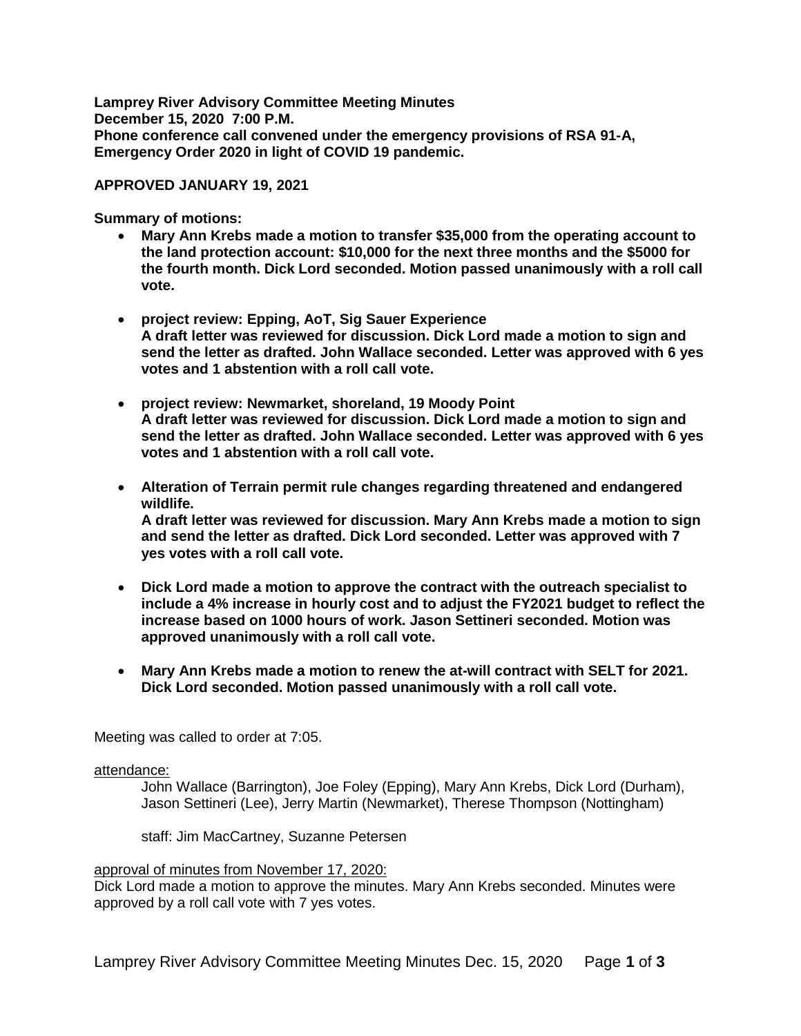**Lamprey River Advisory Committee Meeting Minutes**
**December 15, 2020 7:00 P.M.**
**Phone conference call convened under the emergency provisions of RSA 91-A, Emergency Order 2020 in light of COVID 19 pandemic.**

**APPROVED JANUARY 19, 2021**

**Summary of motions:**

- **Mary Ann Krebs made a motion to transfer $35,000 from the operating account to the land protection account: $10,000 for the next three months and the $5000 for the fourth month. Dick Lord seconded. Motion passed unanimously with a roll call vote.**

- **project review: Epping, AoT, Sig Sauer Experience**
  **A draft letter was reviewed for discussion. Dick Lord made a motion to sign and send the letter as drafted. John Wallace seconded. Letter was approved with 6 yes votes and 1 abstention with a roll call vote.**

- **project review: Newmarket, shoreland, 19 Moody Point**
  **A draft letter was reviewed for discussion. Dick Lord made a motion to sign and send the letter as drafted. John Wallace seconded. Letter was approved with 6 yes votes and 1 abstention with a roll call vote.**

- **Alteration of Terrain permit rule changes regarding threatened and endangered wildlife.**
  **A draft letter was reviewed for discussion. Mary Ann Krebs made a motion to sign and send the letter as drafted. Dick Lord seconded. Letter was approved with 7 yes votes with a roll call vote.**

- **Dick Lord made a motion to approve the contract with the outreach specialist to include a 4% increase in hourly cost and to adjust the FY2021 budget to reflect the increase based on 1000 hours of work. Jason Settineri seconded. Motion was approved unanimously with a roll call vote.**

- **Mary Ann Krebs made a motion to renew the at-will contract with SELT for 2021. Dick Lord seconded. Motion passed unanimously with a roll call vote.**

Meeting was called to order at 7:05.

attendance:

John Wallace (Barrington), Joe Foley (Epping), Mary Ann Krebs, Dick Lord (Durham), Jason Settineri (Lee), Jerry Martin (Newmarket), Therese Thompson (Nottingham)

staff: Jim MacCartney, Suzanne Petersen

approval of minutes from November 17, 2020:

Dick Lord made a motion to approve the minutes. Mary Ann Krebs seconded. Minutes were approved by a roll call vote with 7 yes votes.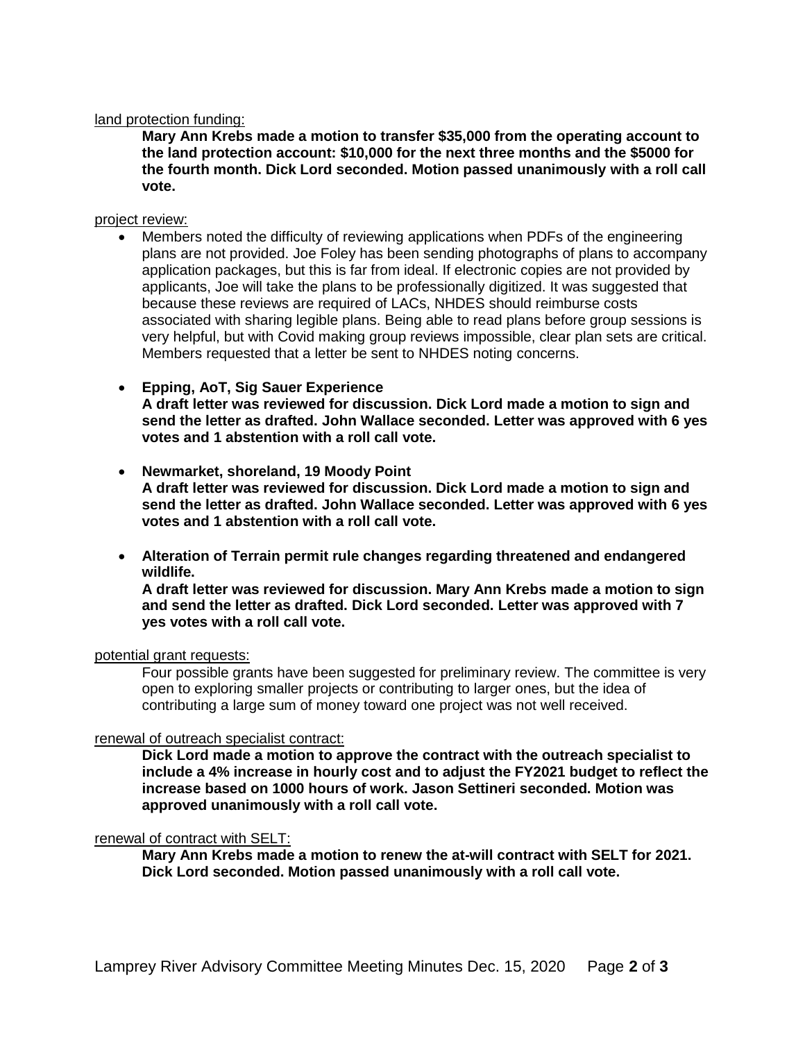land protection funding:

**Mary Ann Krebs made a motion to transfer $35,000 from the operating account to the land protection account: $10,000 for the next three months and the $5000 for the fourth month. Dick Lord seconded. Motion passed unanimously with a roll call vote.**

project review:

- Members noted the difficulty of reviewing applications when PDFs of the engineering plans are not provided. Joe Foley has been sending photographs of plans to accompany application packages, but this is far from ideal. If electronic copies are not provided by applicants, Joe will take the plans to be professionally digitized. It was suggested that because these reviews are required of LACs, NHDES should reimburse costs associated with sharing legible plans. Being able to read plans before group sessions is very helpful, but with Covid making group reviews impossible, clear plan sets are critical. Members requested that a letter be sent to NHDES noting concerns.

- **Epping, AoT, Sig Sauer Experience**
  **A draft letter was reviewed for discussion. Dick Lord made a motion to sign and send the letter as drafted. John Wallace seconded. Letter was approved with 6 yes votes and 1 abstention with a roll call vote.**

- **Newmarket, shoreland, 19 Moody Point**
  **A draft letter was reviewed for discussion. Dick Lord made a motion to sign and send the letter as drafted. John Wallace seconded. Letter was approved with 6 yes votes and 1 abstention with a roll call vote.**

- **Alteration of Terrain permit rule changes regarding threatened and endangered wildlife.**
  **A draft letter was reviewed for discussion. Mary Ann Krebs made a motion to sign and send the letter as drafted. Dick Lord seconded. Letter was approved with 7 yes votes with a roll call vote.**

potential grant requests:

Four possible grants have been suggested for preliminary review. The committee is very open to exploring smaller projects or contributing to larger ones, but the idea of contributing a large sum of money toward one project was not well received.

renewal of outreach specialist contract:

**Dick Lord made a motion to approve the contract with the outreach specialist to include a 4% increase in hourly cost and to adjust the FY2021 budget to reflect the increase based on 1000 hours of work. Jason Settineri seconded. Motion was approved unanimously with a roll call vote.**

renewal of contract with SELT:

**Mary Ann Krebs made a motion to renew the at-will contract with SELT for 2021. Dick Lord seconded. Motion passed unanimously with a roll call vote.**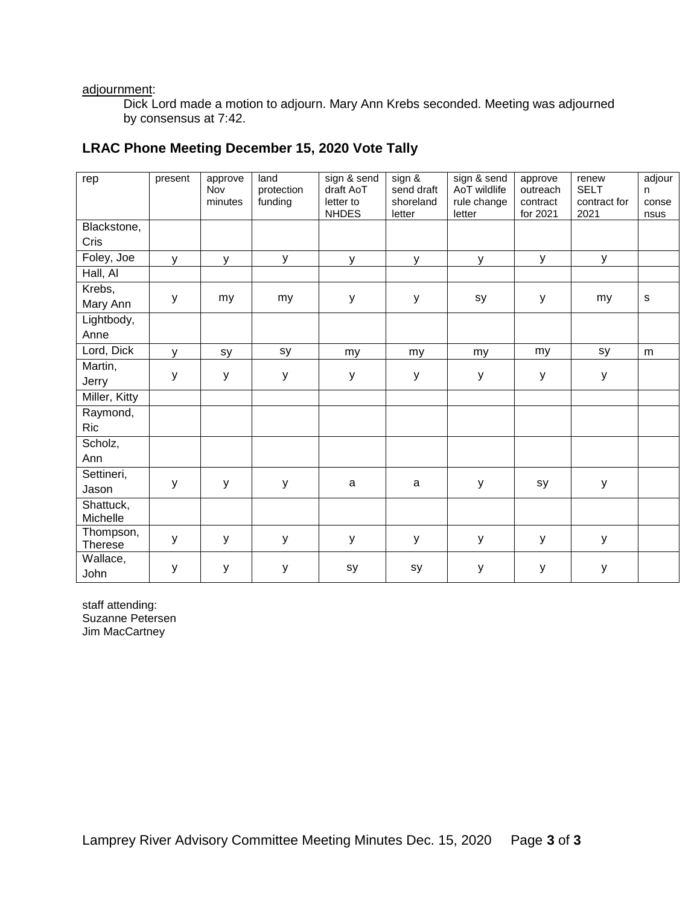adjournment:

Dick Lord made a motion to adjourn. Mary Ann Krebs seconded. Meeting was adjourned by consensus at 7:42.

## LRAC Phone Meeting December 15, 2020 Vote Tally

| rep | present | approve Nov minutes | land protection funding | sign & send draft AoT letter to NHDES | sign & send draft shoreland letter | sign & send AoT wildlife rule change letter | approve outreach contract for 2021 | renew SELT contract for 2021 | adjourn consensus |
|---|---|---|---|---|---|---|---|---|---|
| Blackstone, Cris | | | | | | | | | |
| Foley, Joe | y | y | y | y | y | y | y | y | |
| Hall, Al | | | | | | | | | |
| Krebs, Mary Ann | y | my | my | y | y | sy | y | my | s |
| Lightbody, Anne | | | | | | | | | |
| Lord, Dick | y | sy | sy | my | my | my | my | sy | m |
| Martin, Jerry | y | y | y | y | y | y | y | y | |
| Miller, Kitty | | | | | | | | | |
| Raymond, Ric | | | | | | | | | |
| Scholz, Ann | | | | | | | | | |
| Settineri, Jason | y | y | y | a | a | y | sy | y | |
| Shattuck, Michelle | | | | | | | | | |
| Thompson, Therese | y | y | y | y | y | y | y | y | |
| Wallace, John | y | y | y | sy | sy | y | y | y | |

staff attending:
Suzanne Petersen
Jim MacCartney